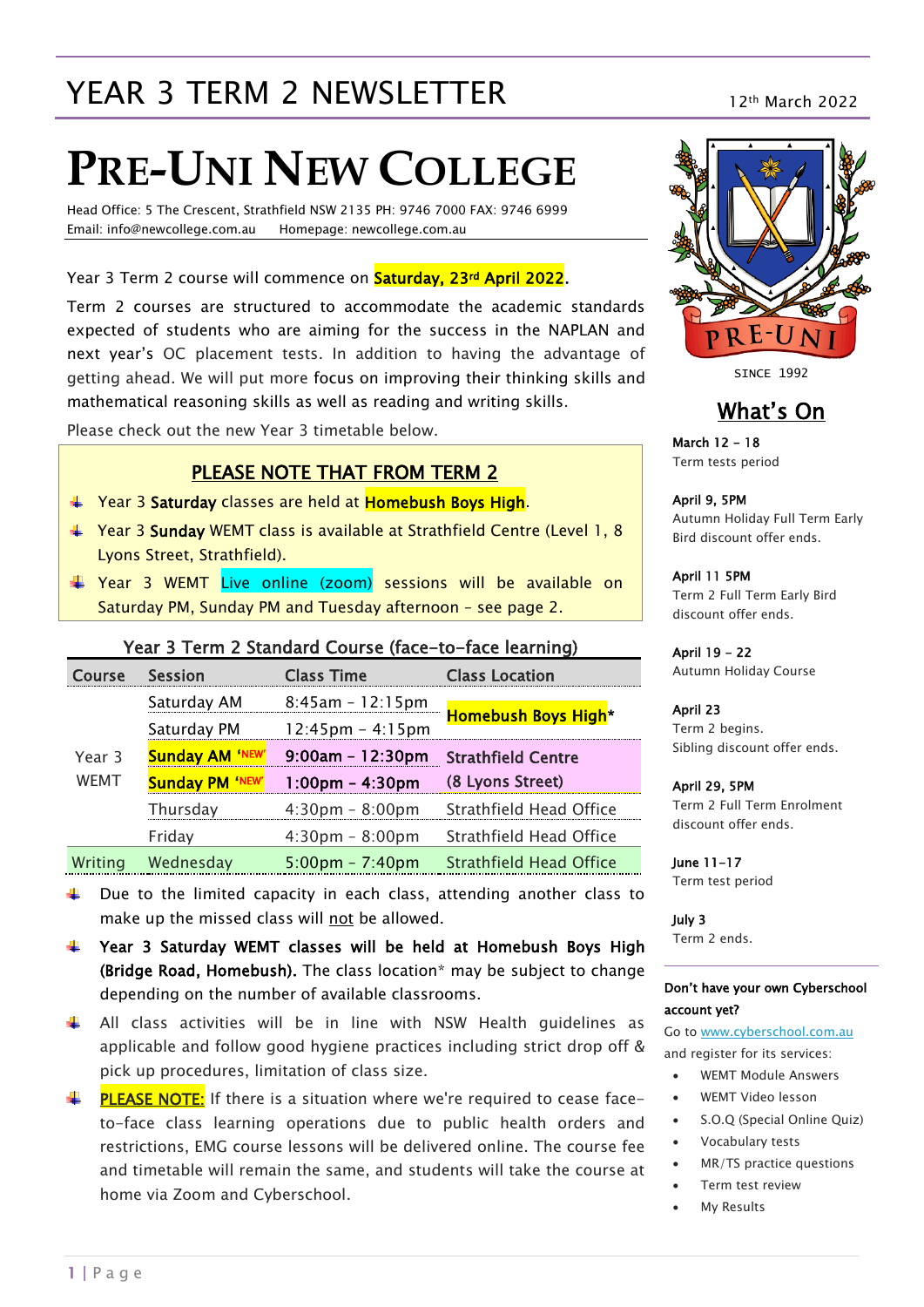# YEAR 3 TERM 2 NEWSLETTER

12th March 2022

# PRE-UNI NEW COLLEGE

Head Office: 5 The Crescent, Strathfield NSW 2135 PH: 9746 7000 FAX: 9746 6999
Email: info@newcollege.com.au Homepage: newcollege.com.au

Year 3 Term 2 course will commence on **Saturday, 23rd April 2022**.

Term 2 courses are structured to accommodate the academic standards expected of students who are aiming for the success in the NAPLAN and next year's OC placement tests. In addition to having the advantage of getting ahead. We will put more focus on improving their thinking skills and mathematical reasoning skills as well as reading and writing skills.

Please check out the new Year 3 timetable below.

## PLEASE NOTE THAT FROM TERM 2

- Year 3 **Saturday** classes are held at **Homebush Boys High**.
- Year 3 **Sunday** WEMT class is available at Strathfield Centre (Level 1, 8 Lyons Street, Strathfield).
- Year 3 WEMT Live online (zoom) sessions will be available on Saturday PM, Sunday PM and Tuesday afternoon – see page 2.

### Year 3 Term 2 Standard Course (face-to-face learning)

| Course | Session | Class Time | Class Location |
|---|---|---|---|
| Year 3 WEMT | Saturday AM | 8:45am – 12:15pm | **Homebush Boys High*** |
| | Saturday PM | 12:45pm – 4:15pm | **Homebush Boys High*** |
| | **Sunday AM 'NEW'** | **9:00am – 12:30pm** | **Strathfield Centre (8 Lyons Street)** |
| | **Sunday PM 'NEW'** | **1:00pm – 4:30pm** | **Strathfield Centre (8 Lyons Street)** |
| | Thursday | 4:30pm – 8:00pm | Strathfield Head Office |
| | Friday | 4:30pm – 8:00pm | Strathfield Head Office |
| Writing | Wednesday | 5:00pm – 7:40pm | Strathfield Head Office |

- Due to the limited capacity in each class, attending another class to make up the missed class will not be allowed.
- **Year 3 Saturday WEMT classes will be held at Homebush Boys High (Bridge Road, Homebush).** The class location* may be subject to change depending on the number of available classrooms.
- All class activities will be in line with NSW Health guidelines as applicable and follow good hygiene practices including strict drop off & pick up procedures, limitation of class size.
- PLEASE NOTE: If there is a situation where we're required to cease face-to-face class learning operations due to public health orders and restrictions, EMG course lessons will be delivered online. The course fee and timetable will remain the same, and students will take the course at home via Zoom and Cyberschool.

PRE-UNI
SINCE 1992

## What's On

**March 12 – 18**
Term tests period

**April 9, 5PM**
Autumn Holiday Full Term Early Bird discount offer ends.

**April 11 5PM**
Term 2 Full Term Early Bird discount offer ends.

**April 19 – 22**
Autumn Holiday Course

**April 23**
Term 2 begins.
Sibling discount offer ends.

**April 29, 5PM**
Term 2 Full Term Enrolment discount offer ends.

**June 11–17**
Term test period

**July 3**
Term 2 ends.

**Don't have your own Cyberschool account yet?**

Go to www.cyberschool.com.au and register for its services:

- WEMT Module Answers
- WEMT Video lesson
- S.O.Q (Special Online Quiz)
- Vocabulary tests
- MR/TS practice questions
- Term test review
- My Results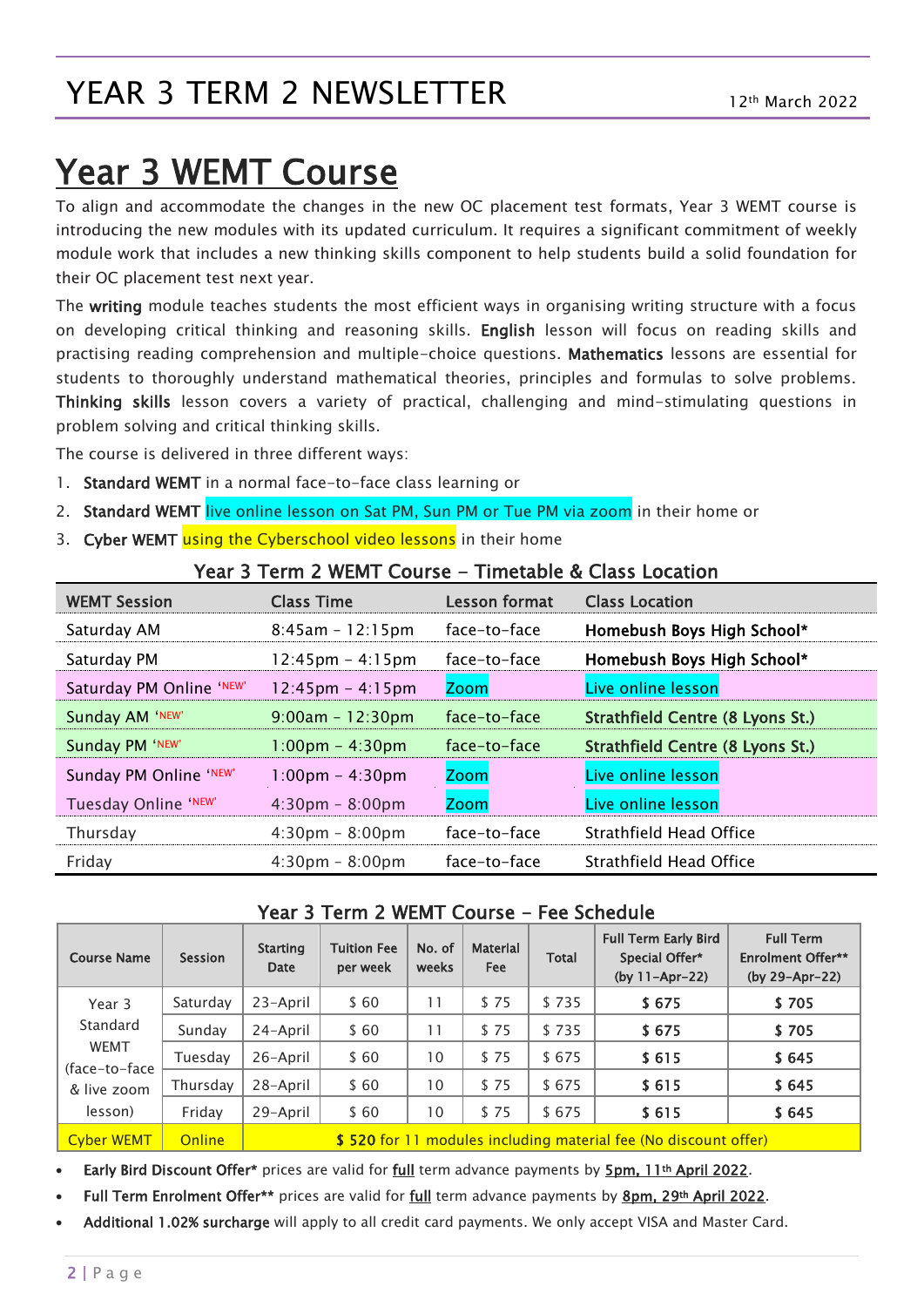# YEAR 3 TERM 2 NEWSLETTER

12th March 2022

# Year 3 WEMT Course

To align and accommodate the changes in the new OC placement test formats, Year 3 WEMT course is introducing the new modules with its updated curriculum. It requires a significant commitment of weekly module work that includes a new thinking skills component to help students build a solid foundation for their OC placement test next year.

The **writing** module teaches students the most efficient ways in organising writing structure with a focus on developing critical thinking and reasoning skills. **English** lesson will focus on reading skills and practising reading comprehension and multiple-choice questions. **Mathematics** lessons are essential for students to thoroughly understand mathematical theories, principles and formulas to solve problems. **Thinking skills** lesson covers a variety of practical, challenging and mind-stimulating questions in problem solving and critical thinking skills.

The course is delivered in three different ways:

1. **Standard WEMT** in a normal face-to-face class learning or
2. **Standard WEMT** live online lesson on Sat PM, Sun PM or Tue PM via zoom in their home or
3. **Cyber WEMT** using the Cyberschool video lessons in their home

**Year 3 Term 2 WEMT Course – Timetable & Class Location**

| WEMT Session | Class Time | Lesson format | Class Location |
|---|---|---|---|
| Saturday AM | 8:45am – 12:15pm | face-to-face | **Homebush Boys High School*** |
| Saturday PM | 12:45pm – 4:15pm | face-to-face | **Homebush Boys High School*** |
| Saturday PM Online 'NEW' | 12:45pm – 4:15pm | Zoom | Live online lesson |
| Sunday AM 'NEW' | 9:00am – 12:30pm | face-to-face | **Strathfield Centre (8 Lyons St.)** |
| Sunday PM 'NEW' | 1:00pm – 4:30pm | face-to-face | **Strathfield Centre (8 Lyons St.)** |
| Sunday PM Online 'NEW' | 1:00pm – 4:30pm | Zoom | Live online lesson |
| Tuesday Online 'NEW' | 4:30pm – 8:00pm | Zoom | Live online lesson |
| Thursday | 4:30pm – 8:00pm | face-to-face | Strathfield Head Office |
| Friday | 4:30pm – 8:00pm | face-to-face | Strathfield Head Office |

**Year 3 Term 2 WEMT Course – Fee Schedule**

| Course Name | Session | Starting Date | Tuition Fee per week | No. of weeks | Material Fee | Total | Full Term Early Bird Special Offer* (by 11-Apr-22) | Full Term Enrolment Offer** (by 29-Apr-22) |
|---|---|---|---|---|---|---|---|---|
| Year 3 Standard WEMT (face-to-face & live zoom lesson) | Saturday | 23-April | $ 60 | 11 | $ 75 | $ 735 | **$ 675** | **$ 705** |
| | Sunday | 24-April | $ 60 | 11 | $ 75 | $ 735 | **$ 675** | **$ 705** |
| | Tuesday | 26-April | $ 60 | 10 | $ 75 | $ 675 | **$ 615** | **$ 645** |
| | Thursday | 28-April | $ 60 | 10 | $ 75 | $ 675 | **$ 615** | **$ 645** |
| | Friday | 29-April | $ 60 | 10 | $ 75 | $ 675 | **$ 615** | **$ 645** |
| Cyber WEMT | Online | **$ 520** for 11 modules including material fee (No discount offer) | | | | | | |

- **Early Bird Discount Offer*** prices are valid for **full** term advance payments by **5pm, 11th April 2022**.
- **Full Term Enrolment Offer**** prices are valid for **full** term advance payments by **8pm, 29th April 2022**.
- **Additional 1.02% surcharge** will apply to all credit card payments. We only accept VISA and Master Card.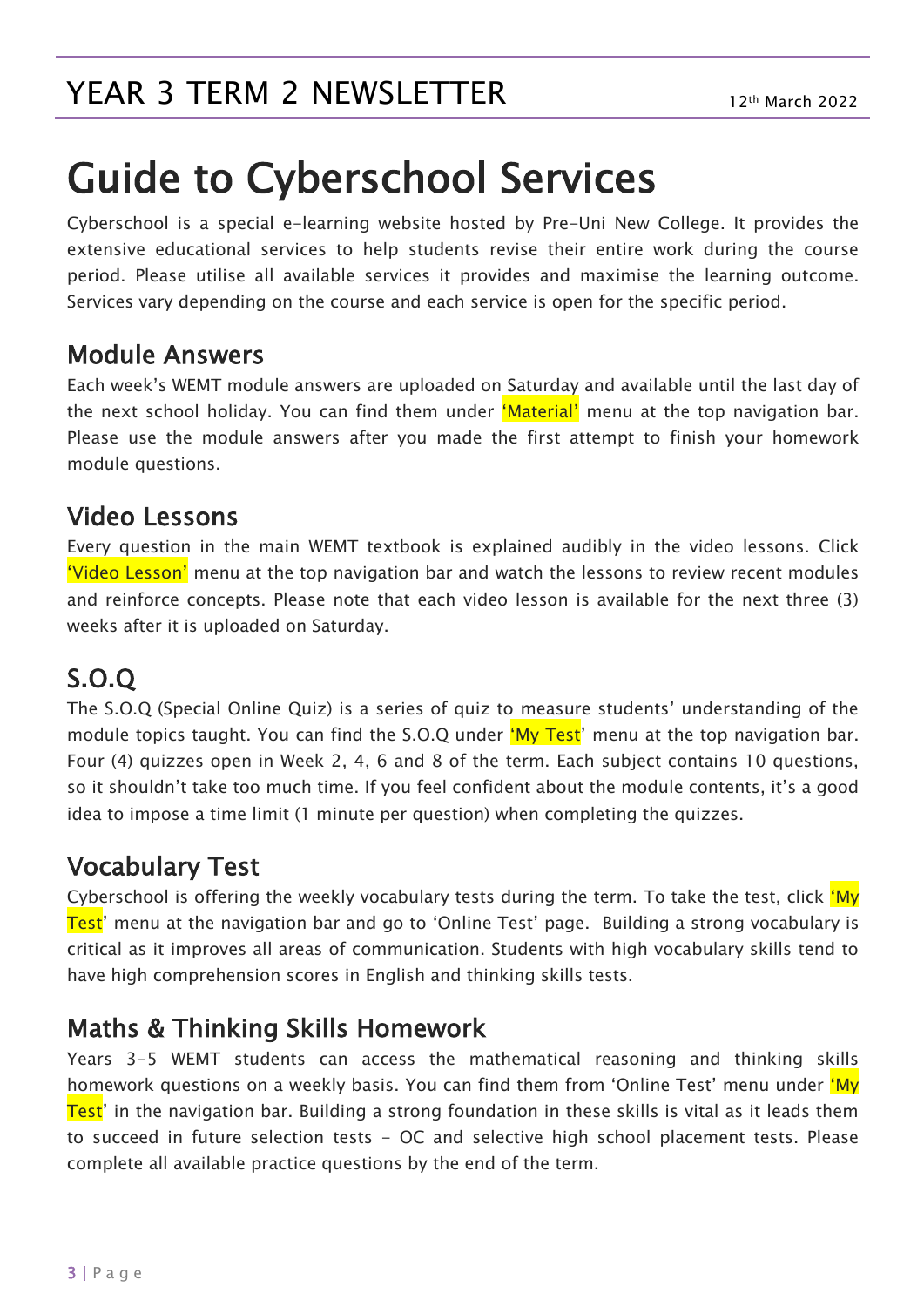# Guide to Cyberschool Services

Cyberschool is a special e-learning website hosted by Pre-Uni New College. It provides the extensive educational services to help students revise their entire work during the course period. Please utilise all available services it provides and maximise the learning outcome. Services vary depending on the course and each service is open for the specific period.

## Module Answers

Each week's WEMT module answers are uploaded on Saturday and available until the last day of the next school holiday. You can find them under 'Material' menu at the top navigation bar. Please use the module answers after you made the first attempt to finish your homework module questions.

## Video Lessons

Every question in the main WEMT textbook is explained audibly in the video lessons. Click 'Video Lesson' menu at the top navigation bar and watch the lessons to review recent modules and reinforce concepts. Please note that each video lesson is available for the next three (3) weeks after it is uploaded on Saturday.

## S.O.Q

The S.O.Q (Special Online Quiz) is a series of quiz to measure students' understanding of the module topics taught. You can find the S.O.Q under 'My Test' menu at the top navigation bar. Four (4) quizzes open in Week 2, 4, 6 and 8 of the term. Each subject contains 10 questions, so it shouldn't take too much time. If you feel confident about the module contents, it's a good idea to impose a time limit (1 minute per question) when completing the quizzes.

## Vocabulary Test

Cyberschool is offering the weekly vocabulary tests during the term. To take the test, click 'My Test' menu at the navigation bar and go to 'Online Test' page. Building a strong vocabulary is critical as it improves all areas of communication. Students with high vocabulary skills tend to have high comprehension scores in English and thinking skills tests.

## Maths & Thinking Skills Homework

Years 3-5 WEMT students can access the mathematical reasoning and thinking skills homework questions on a weekly basis. You can find them from 'Online Test' menu under 'My Test' in the navigation bar. Building a strong foundation in these skills is vital as it leads them to succeed in future selection tests - OC and selective high school placement tests. Please complete all available practice questions by the end of the term.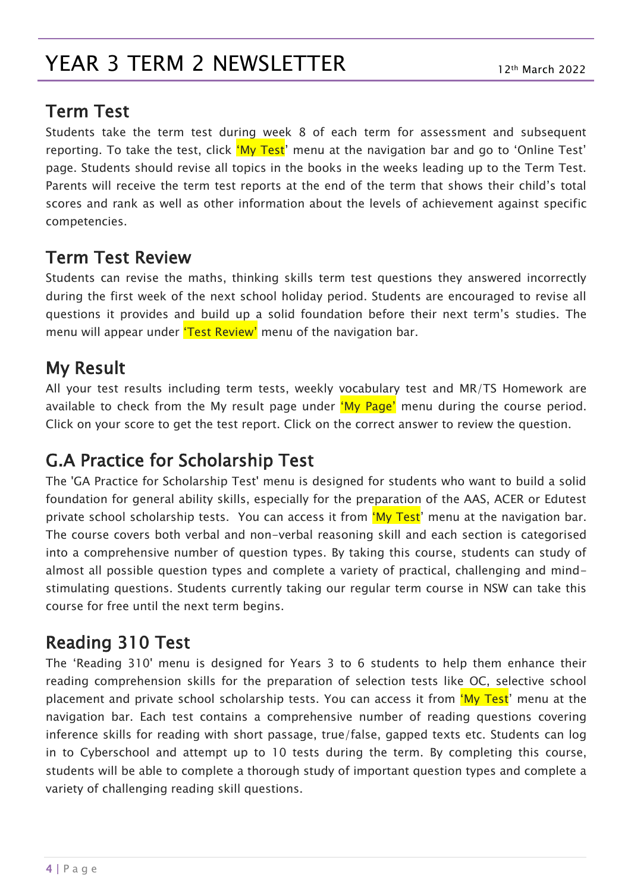# YEAR 3 TERM 2 NEWSLETTER

12th March 2022

## Term Test

Students take the term test during week 8 of each term for assessment and subsequent reporting. To take the test, click 'My Test' menu at the navigation bar and go to 'Online Test' page. Students should revise all topics in the books in the weeks leading up to the Term Test. Parents will receive the term test reports at the end of the term that shows their child's total scores and rank as well as other information about the levels of achievement against specific competencies.

## Term Test Review

Students can revise the maths, thinking skills term test questions they answered incorrectly during the first week of the next school holiday period. Students are encouraged to revise all questions it provides and build up a solid foundation before their next term's studies. The menu will appear under 'Test Review' menu of the navigation bar.

## My Result

All your test results including term tests, weekly vocabulary test and MR/TS Homework are available to check from the My result page under 'My Page' menu during the course period. Click on your score to get the test report. Click on the correct answer to review the question.

## G.A Practice for Scholarship Test

The 'GA Practice for Scholarship Test' menu is designed for students who want to build a solid foundation for general ability skills, especially for the preparation of the AAS, ACER or Edutest private school scholarship tests. You can access it from 'My Test' menu at the navigation bar. The course covers both verbal and non-verbal reasoning skill and each section is categorised into a comprehensive number of question types. By taking this course, students can study of almost all possible question types and complete a variety of practical, challenging and mind-stimulating questions. Students currently taking our regular term course in NSW can take this course for free until the next term begins.

## Reading 310 Test

The 'Reading 310' menu is designed for Years 3 to 6 students to help them enhance their reading comprehension skills for the preparation of selection tests like OC, selective school placement and private school scholarship tests. You can access it from 'My Test' menu at the navigation bar. Each test contains a comprehensive number of reading questions covering inference skills for reading with short passage, true/false, gapped texts etc. Students can log in to Cyberschool and attempt up to 10 tests during the term. By completing this course, students will be able to complete a thorough study of important question types and complete a variety of challenging reading skill questions.